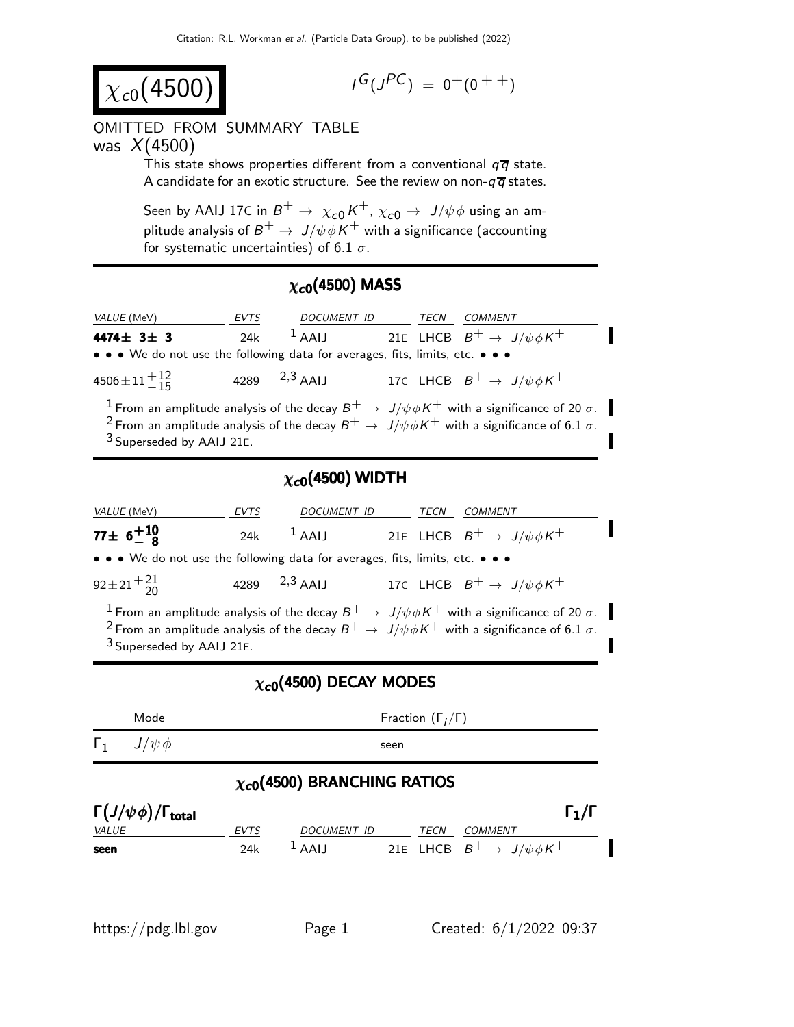# $\chi_{c0}(4500)$

$I^G(J^{PC}) = 0^+(0^{++})$

OMITTED FROM SUMMARY TABLE
was $X(4500)$

This state shows properties different from a conventional $q\overline{q}$ state. A candidate for an exotic structure. See the review on non-$q\overline{q}$ states.

Seen by AAIJ 17C in $B^+ \rightarrow \chi_{c0} K^+$, $\chi_{c0} \rightarrow J/\psi\phi$ using an amplitude analysis of $B^+ \rightarrow J/\psi\phi K^+$ with a significance (accounting for systematic uncertainties) of 6.1 $\sigma$.

## $\chi_{c0}(4500)$ MASS

| VALUE (MeV) | EVTS | DOCUMENT ID | | TECN | COMMENT |
|---|---|---|---|---|---|
| **4474± 3± 3** | 24k | [1] AAIJ | 21E | LHCB | $B^+ \rightarrow J/\psi\phi K^+$ |
| • • • We do not use the following data for averages, fits, limits, etc. • • • | | | | | |
| $4506 \pm 11^{+12}_{-15}$ | 4289 | [2,3] AAIJ | 17C | LHCB | $B^+ \rightarrow J/\psi\phi K^+$ |

[1] From an amplitude analysis of the decay $B^+ \rightarrow J/\psi\phi K^+$ with a significance of 20 $\sigma$.
[2] From an amplitude analysis of the decay $B^+ \rightarrow J/\psi\phi K^+$ with a significance of 6.1 $\sigma$.
[3] Superseded by AAIJ 21E.

## $\chi_{c0}(4500)$ WIDTH

| VALUE (MeV) | EVTS | DOCUMENT ID | | TECN | COMMENT |
|---|---|---|---|---|---|
| **$77 \pm 6^{+10}_{-8}$** | 24k | [1] AAIJ | 21E | LHCB | $B^+ \rightarrow J/\psi\phi K^+$ |
| • • • We do not use the following data for averages, fits, limits, etc. • • • | | | | | |
| $92 \pm 21^{+21}_{-20}$ | 4289 | [2,3] AAIJ | 17C | LHCB | $B^+ \rightarrow J/\psi\phi K^+$ |

[1] From an amplitude analysis of the decay $B^+ \rightarrow J/\psi\phi K^+$ with a significance of 20 $\sigma$.
[2] From an amplitude analysis of the decay $B^+ \rightarrow J/\psi\phi K^+$ with a significance of 6.1 $\sigma$.
[3] Superseded by AAIJ 21E.

## $\chi_{c0}(4500)$ DECAY MODES

| | Mode | Fraction ($\Gamma_i/\Gamma$) |
|---|---|---|
| $\Gamma_1$ | $J/\psi\phi$ | seen |

## $\chi_{c0}(4500)$ BRANCHING RATIOS

$\Gamma(J/\psi\phi)/\Gamma_{\text{total}}$ $\Gamma_1/\Gamma$

| VALUE | EVTS | DOCUMENT ID | | TECN | COMMENT |
|---|---|---|---|---|---|
| **seen** | 24k | [1] AAIJ | 21E | LHCB | $B^+ \rightarrow J/\psi\phi K^+$ |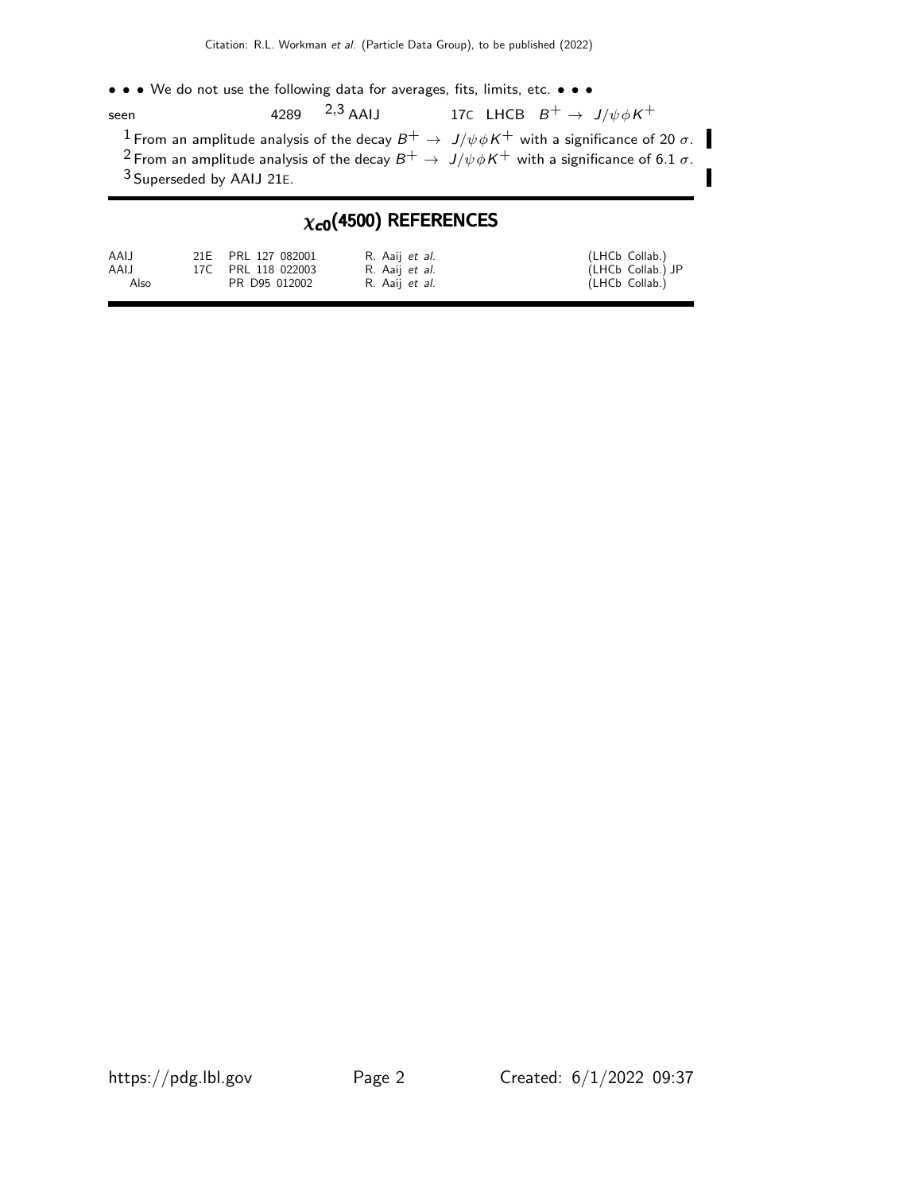• • • We do not use the following data for averages, fits, limits, etc. • • •

| | | | | |
|---|---|---|---|---|
| seen | 4289 | [2,3] AAIJ | 17C | LHCB $B^+ \to J/\psi \phi K^+$ |

[1] From an amplitude analysis of the decay $B^+ \to J/\psi \phi K^+$ with a significance of 20 $\sigma$.

[2] From an amplitude analysis of the decay $B^+ \to J/\psi \phi K^+$ with a significance of 6.1 $\sigma$.

[3] Superseded by AAIJ 21E.

## $\chi_{c0}(4500)$ REFERENCES

| | | | | |
|---|---|---|---|---|
| AAIJ | 21E | PRL 127 082001 | R. Aaij *et al.* | (LHCb Collab.) |
| AAIJ | 17C | PRL 118 022003 | R. Aaij *et al.* | (LHCb Collab.) JP |
| Also | | PR D95 012002 | R. Aaij *et al.* | (LHCb Collab.) |